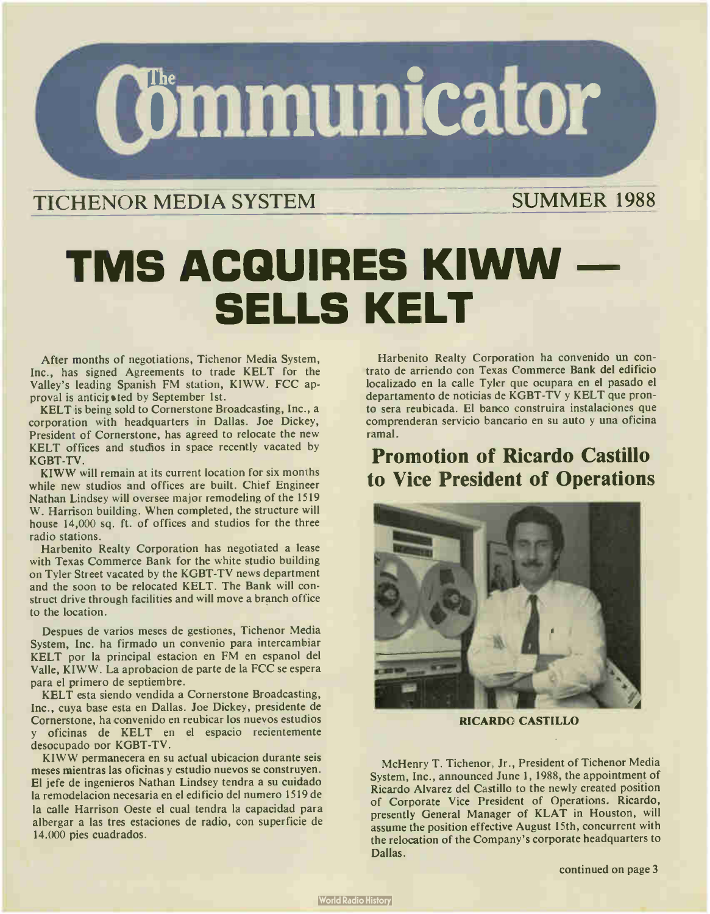# The Communicator

TICHENOR MEDIA SYSTEM — SUMMER 1988

# TMS ACQUIRES KIWW — SELLS KELT

After months of negotiations, Tichenor Media System, Inc., has signed Agreements to trade KELT for the Valley's leading Spanish FM station, KIWW. FCC approval is anticipated by September 1st.

KELT is being sold to Cornerstone Broadcasting, Inc., a corporation with headquarters in Dallas. Joe Dickey, President of Cornerstone, has agreed to relocate the new KELT offices and studios in space recently vacated by KGBT-TV.

KIWW will remain at its current location for six months while new studios and offices are built. Chief Engineer Nathan Lindsey will oversee major remodeling of the 1519 W. Harrison building. When completed, the structure will house 14,000 sq. ft. of offices and studios for the three radio stations.

Harbenito Realty Corporation has negotiated a lease with Texas Commerce Bank for the white studio building on Tyler Street vacated by the KGBT-TV news department and the soon to be relocated KELT. The Bank will construct drive through facilities and will move a branch office to the location.

Despues de varios meses de gestiones, Tichenor Media System, Inc. ha firmado un convenio para intercambiar KELT por la principal estacion en FM en espanol del Valle, KIWW. La aprobacion de parte de la FCC se espera para el primero de septiembre.

KELT esta siendo vendida a Cornerstone Broadcasting, Inc., cuya base esta en Dallas. Joe Dickey, presidente de Cornerstone, ha convenido en reubicar los nuevos estudios y oficinas de KELT en el espacio recientemente desocupado por KGBT-TV.

KIWW permanecera en su actual ubicacion durante seis meses mientras las oficinas y estudio nuevos se construyen. El jefe de ingenieros Nathan Lindsey tendra a su cuidado la remodelacion necesaria en el edificio del numero 1519 de la calle Harrison Oeste el cual tendra la capacidad para albergar a las tres estaciones de radio, con superficie de 14.000 pies cuadrados.

Harbenito Realty Corporation ha convenido un contrato de arriendo con Texas Commerce Bank del edificio localizado en la calle Tyler que ocupara en el pasado el departamento de noticias de KGBT-TV y KELT que pronto sera reubicada. El banco construira instalaciones que comprenderan servicio bancario en su auto y una oficina ramal.

## Promotion of Ricardo Castillo to Vice President of Operations

RICARDO CASTILLO

McHenry T. Tichenor, Jr., President of Tichenor Media System, Inc., announced June 1, 1988, the appointment of Ricardo Alvarez del Castillo to the newly created position of Corporate Vice President of Operations. Ricardo, presently General Manager of KLAT in Houston, will assume the position effective August 15th, concurrent with the relocation of the Company's corporate headquarters to Dallas.

continued on page 3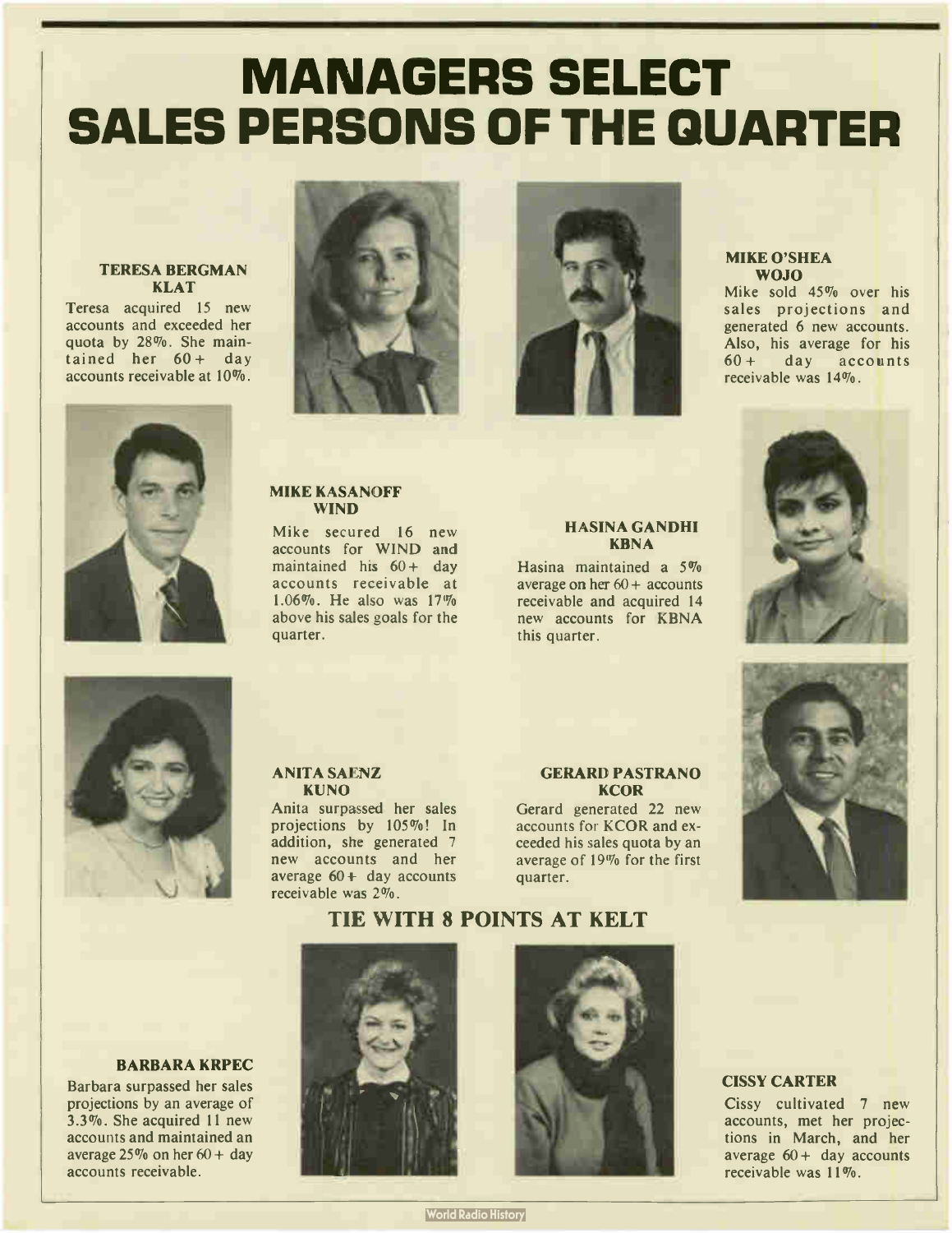# MANAGERS SELECT SALES PERSONS OF THE QUARTER

**TERESA BERGMAN**
**KLAT**

Teresa acquired 15 new accounts and exceeded her quota by 28%. She maintained her 60+ day accounts receivable at 10%.

**MIKE O'SHEA**
**WOJO**

Mike sold 45% over his sales projections and generated 6 new accounts. Also, his average for his 60+ day accounts receivable was 14%.

**MIKE KASANOFF**
**WIND**

Mike secured 16 new accounts for WIND and maintained his 60+ day accounts receivable at 1.06%. He also was 17% above his sales goals for the quarter.

**HASINA GANDHI**
**KBNA**

Hasina maintained a 5% average on her 60+ accounts receivable and acquired 14 new accounts for KBNA this quarter.

**ANITA SAENZ**
**KUNO**

Anita surpassed her sales projections by 105%! In addition, she generated 7 new accounts and her average 60+ day accounts receivable was 2%.

**GERARD PASTRANO**
**KCOR**

Gerard generated 22 new accounts for KCOR and exceeded his sales quota by an average of 19% for the first quarter.

## TIE WITH 8 POINTS AT KELT

**BARBARA KRPEC**

Barbara surpassed her sales projections by an average of 3.3%. She acquired 11 new accounts and maintained an average 25% on her 60+ day accounts receivable.

**CISSY CARTER**

Cissy cultivated 7 new accounts, met her projections in March, and her average 60+ day accounts receivable was 11%.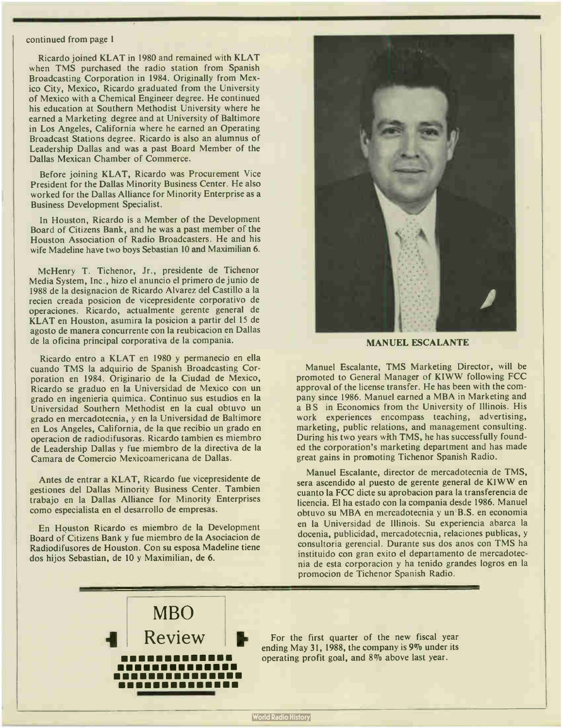continued from page 1

Ricardo joined KLAT in 1980 and remained with KLAT when TMS purchased the radio station from Spanish Broadcasting Corporation in 1984. Originally from Mexico City, Mexico, Ricardo graduated from the University of Mexico with a Chemical Engineer degree. He continued his education at Southern Methodist University where he earned a Marketing degree and at University of Baltimore in Los Angeles, California where he earned an Operating Broadcast Stations degree. Ricardo is also an alumnus of Leadership Dallas and was a past Board Member of the Dallas Mexican Chamber of Commerce.

Before joining KLAT, Ricardo was Procurement Vice President for the Dallas Minority Business Center. He also worked for the Dallas Alliance for Minority Enterprise as a Business Development Specialist.

In Houston, Ricardo is a Member of the Development Board of Citizens Bank, and he was a past member of the Houston Association of Radio Broadcasters. He and his wife Madeline have two boys Sebastian 10 and Maximilian 6.

McHenry T. Tichenor, Jr., presidente de Tichenor Media System, Inc., hizo el anuncio el primero de junio de 1988 de la designacion de Ricardo Alvarez del Castillo a la recien creada posicion de vicepresidente corporativo de operaciones. Ricardo, actualmente gerente general de KLAT en Houston, asumira la posicion a partir del 15 de agosto de manera concurrente con la reubicacion en Dallas de la oficina principal corporativa de la compania.

Ricardo entro a KLAT en 1980 y permanecio en ella cuando TMS la adquirio de Spanish Broadcasting Corporation en 1984. Originario de la Ciudad de Mexico, Ricardo se graduo en la Universidad de Mexico con un grado en ingenieria quimica. Continuo sus estudios en la Universidad Southern Methodist en la cual obtuvo un grado en mercadotecnia, y en la Universidad de Baltimore en Los Angeles, California, de la que recibio un grado en operacion de radiodifusoras. Ricardo tambien es miembro de Leadership Dallas y fue miembro de la directiva de la Camara de Comercio Mexicoamericana de Dallas.

Antes de entrar a KLAT, Ricardo fue vicepresidente de gestiones del Dallas Minority Business Center. Tambien trabajo en la Dallas Alliance for Minority Enterprises como especialista en el desarrollo de empresas.

En Houston Ricardo es miembro de la Development Board of Citizens Bank y fue miembro de la Asociacion de Radiodifusores de Houston. Con su esposa Madeline tiene dos hijos Sebastian, de 10 y Maximilian, de 6.

**MANUEL ESCALANTE**

Manuel Escalante, TMS Marketing Director, will be promoted to General Manager of KIWW following FCC approval of the license transfer. He has been with the company since 1986. Manuel earned a MBA in Marketing and a BS in Economics from the University of Illinois. His work experiences encompass teaching, advertising, marketing, public relations, and management consulting. During his two years with TMS, he has successfully founded the corporation's marketing department and has made great gains in promoting Tichenor Spanish Radio.

Manuel Escalante, director de mercadotecnia de TMS, sera ascendido al puesto de gerente general de KIWW en cuanto la FCC dicte su aprobacion para la transferencia de licencia. El ha estado con la compania desde 1986. Manuel obtuvo su MBA en mercadotecnia y un B.S. en economia en la Universidad de Illinois. Su experiencia abarca la docenia, publicidad, mercadotecnia, relaciones publicas, y consultoria gerencial. Durante sus dos anos con TMS ha instituido con gran exito el departamento de mercadotecnia de esta corporacion y ha tenido grandes logros en la promocion de Tichenor Spanish Radio.

## MBO Review

For the first quarter of the new fiscal year ending May 31, 1988, the company is 9% under its operating profit goal, and 8% above last year.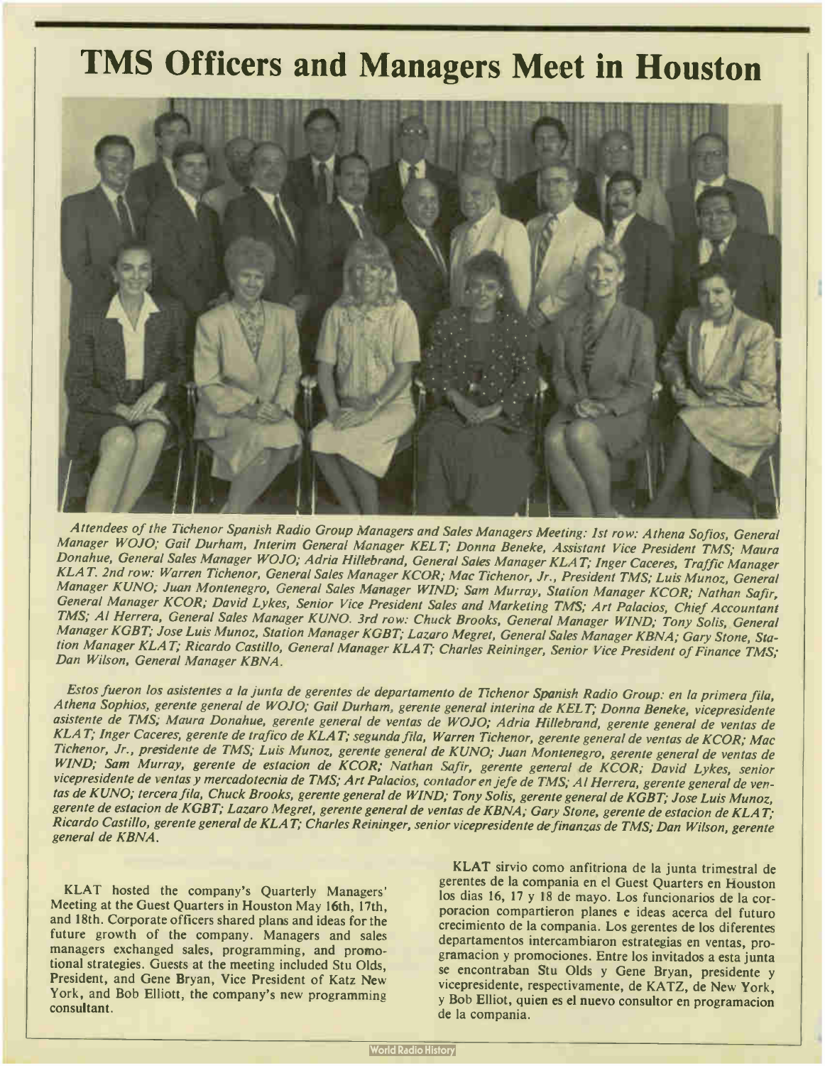# TMS Officers and Managers Meet in Houston

*Attendees of the Tichenor Spanish Radio Group Managers and Sales Managers Meeting: 1st row: Athena Sofios, General Manager WOJO; Gail Durham, Interim General Manager KELT; Donna Beneke, Assistant Vice President TMS; Maura Donahue, General Sales Manager WOJO; Adria Hillebrand, General Sales Manager KLAT; Inger Caceres, Traffic Manager KLAT. 2nd row: Warren Tichenor, General Sales Manager KCOR; Mac Tichenor, Jr., President TMS; Luis Munoz, General Manager KUNO; Juan Montenegro, General Sales Manager WIND; Sam Murray, Station Manager KCOR; Nathan Safir, General Manager KCOR; David Lykes, Senior Vice President Sales and Marketing TMS; Art Palacios, Chief Accountant TMS; Al Herrera, General Sales Manager KUNO. 3rd row: Chuck Brooks, General Manager WIND; Tony Solis, General Manager KGBT; Jose Luis Munoz, Station Manager KGBT; Lazaro Megret, General Sales Manager KBNA; Gary Stone, Station Manager KLAT; Ricardo Castillo, General Manager KLAT; Charles Reininger, Senior Vice President of Finance TMS; Dan Wilson, General Manager KBNA.*

*Estos fueron los asistentes a la junta de gerentes de departamento de Tichenor Spanish Radio Group: en la primera fila, Athena Sophios, gerente general de WOJO; Gail Durham, gerente general interina de KELT; Donna Beneke, vicepresidente asistente de TMS; Maura Donahue, gerente general de ventas de WOJO; Adria Hillebrand, gerente general de ventas de KLAT; Inger Caceres, gerente de trafico de KLAT; segunda fila, Warren Tichenor, gerente general de ventas de KCOR; Mac Tichenor, Jr., presidente de TMS; Luis Munoz, gerente general de KUNO; Juan Montenegro, gerente general de ventas de WIND; Sam Murray, gerente de estacion de KCOR; Nathan Safir, gerente general de KCOR; David Lykes, senior vicepresidente de ventas y mercadotecnia de TMS; Art Palacios, contador en jefe de TMS; Al Herrera, gerente general de ventas de KUNO; tercera fila, Chuck Brooks, gerente general de WIND; Tony Solis, gerente general de KGBT; Jose Luis Munoz, gerente de estacion de KGBT; Lazaro Megret, gerente general de ventas de KBNA; Gary Stone, gerente de estacion de KLAT; Ricardo Castillo, gerente general de KLAT; Charles Reininger, senior vicepresidente de finanzas de TMS; Dan Wilson, gerente general de KBNA.*

KLAT hosted the company's Quarterly Managers' Meeting at the Guest Quarters in Houston May 16th, 17th, and 18th. Corporate officers shared plans and ideas for the future growth of the company. Managers and sales managers exchanged sales, programming, and promotional strategies. Guests at the meeting included Stu Olds, President, and Gene Bryan, Vice President of Katz New York, and Bob Elliott, the company's new programming consultant.

KLAT sirvio como anfitriona de la junta trimestral de gerentes de la compania en el Guest Quarters en Houston los dias 16, 17 y 18 de mayo. Los funcionarios de la corporacion compartieron planes e ideas acerca del futuro crecimiento de la compania. Los gerentes de los diferentes departamentos intercambiaron estrategias en ventas, programacion y promociones. Entre los invitados a esta junta se encontraban Stu Olds y Gene Bryan, presidente y vicepresidente, respectivamente, de KATZ, de New York, y Bob Elliot, quien es el nuevo consultor en programacion de la compania.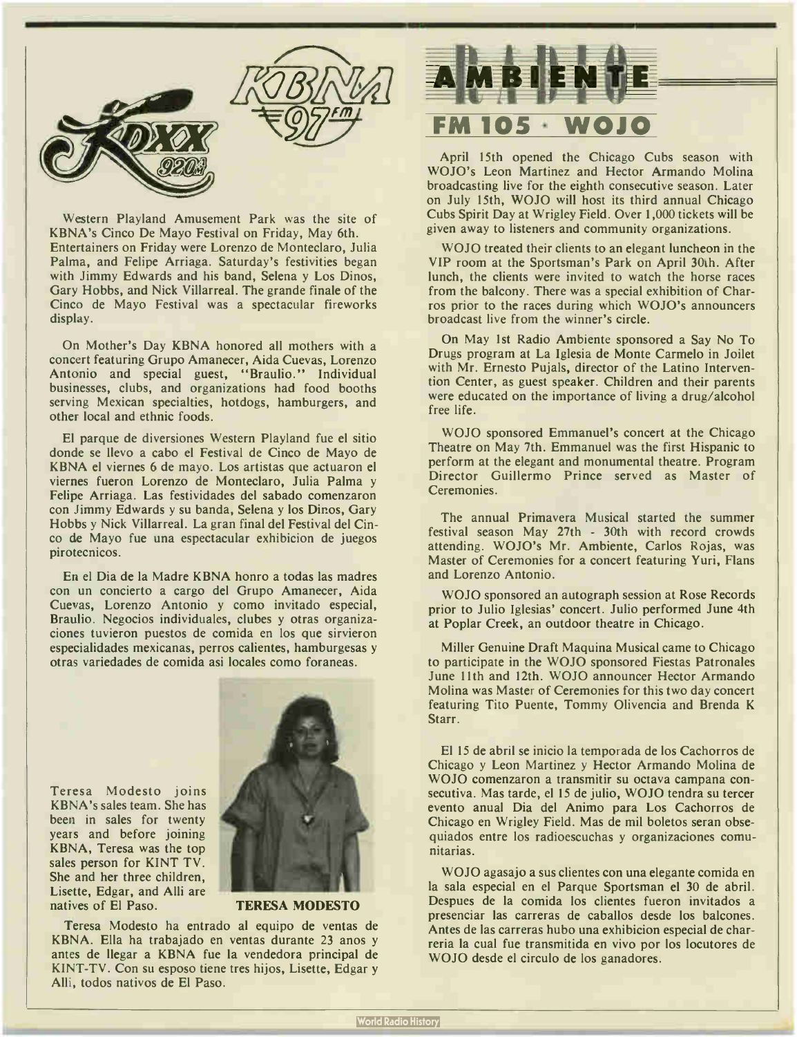KDXX 920 AM

KBNA 97 FM

Western Playland Amusement Park was the site of KBNA's Cinco De Mayo Festival on Friday, May 6th. Entertainers on Friday were Lorenzo de Monteclaro, Julia Palma, and Felipe Arriaga. Saturday's festivities began with Jimmy Edwards and his band, Selena y Los Dinos, Gary Hobbs, and Nick Villarreal. The grande finale of the Cinco de Mayo Festival was a spectacular fireworks display.

On Mother's Day KBNA honored all mothers with a concert featuring Grupo Amanecer, Aida Cuevas, Lorenzo Antonio and special guest, "Braulio." Individual businesses, clubs, and organizations had food booths serving Mexican specialties, hotdogs, hamburgers, and other local and ethnic foods.

El parque de diversiones Western Playland fue el sitio donde se llevo a cabo el Festival de Cinco de Mayo de KBNA el viernes 6 de mayo. Los artistas que actuaron el viernes fueron Lorenzo de Monteclaro, Julia Palma y Felipe Arriaga. Las festividades del sabado comenzaron con Jimmy Edwards y su banda, Selena y los Dinos, Gary Hobbs y Nick Villarreal. La gran final del Festival del Cinco de Mayo fue una espectacular exhibicion de juegos pirotecnicos.

En el Dia de la Madre KBNA honro a todas las madres con un concierto a cargo del Grupo Amanecer, Aida Cuevas, Lorenzo Antonio y como invitado especial, Braulio. Negocios individuales, clubes y otras organizaciones tuvieron puestos de comida en los que sirvieron especialidades mexicanas, perros calientes, hamburgesas y otras variedades de comida asi locales como foraneas.

Teresa Modesto joins KBNA's sales team. She has been in sales for twenty years and before joining KBNA, Teresa was the top sales person for KINT TV. She and her three children, Lisette, Edgar, and Alli are natives of El Paso.

**TERESA MODESTO**

Teresa Modesto ha entrado al equipo de ventas de KBNA. Ella ha trabajado en ventas durante 23 anos y antes de llegar a KBNA fue la vendedora principal de KINT-TV. Con su esposo tiene tres hijos, Lisette, Edgar y Alli, todos nativos de El Paso.

## RADIO AMBIENTE
### FM 105 · WOJO

April 15th opened the Chicago Cubs season with WOJO's Leon Martinez and Hector Armando Molina broadcasting live for the eighth consecutive season. Later on July 15th, WOJO will host its third annual Chicago Cubs Spirit Day at Wrigley Field. Over 1,000 tickets will be given away to listeners and community organizations.

WOJO treated their clients to an elegant luncheon in the VIP room at the Sportsman's Park on April 30th. After lunch, the clients were invited to watch the horse races from the balcony. There was a special exhibition of Charros prior to the races during which WOJO's announcers broadcast live from the winner's circle.

On May 1st Radio Ambiente sponsored a Say No To Drugs program at La Iglesia de Monte Carmelo in Joilet with Mr. Ernesto Pujals, director of the Latino Intervention Center, as guest speaker. Children and their parents were educated on the importance of living a drug/alcohol free life.

WOJO sponsored Emmanuel's concert at the Chicago Theatre on May 7th. Emmanuel was the first Hispanic to perform at the elegant and monumental theatre. Program Director Guillermo Prince served as Master of Ceremonies.

The annual Primavera Musical started the summer festival season May 27th - 30th with record crowds attending. WOJO's Mr. Ambiente, Carlos Rojas, was Master of Ceremonies for a concert featuring Yuri, Flans and Lorenzo Antonio.

WOJO sponsored an autograph session at Rose Records prior to Julio Iglesias' concert. Julio performed June 4th at Poplar Creek, an outdoor theatre in Chicago.

Miller Genuine Draft Maquina Musical came to Chicago to participate in the WOJO sponsored Fiestas Patronales June 11th and 12th. WOJO announcer Hector Armando Molina was Master of Ceremonies for this two day concert featuring Tito Puente, Tommy Olivencia and Brenda K Starr.

El 15 de abril se inicio la temporada de los Cachorros de Chicago y Leon Martinez y Hector Armando Molina de WOJO comenzaron a transmitir su octava campana consecutiva. Mas tarde, el 15 de julio, WOJO tendra su tercer evento anual Dia del Animo para Los Cachorros de Chicago en Wrigley Field. Mas de mil boletos seran obsequiados entre los radioescuchas y organizaciones comunitarias.

WOJO agasajo a sus clientes con una elegante comida en la sala especial en el Parque Sportsman el 30 de abril. Despues de la comida los clientes fueron invitados a presenciar las carreras de caballos desde los balcones. Antes de las carreras hubo una exhibicion especial de charreria la cual fue transmitida en vivo por los locutores de WOJO desde el circulo de los ganadores.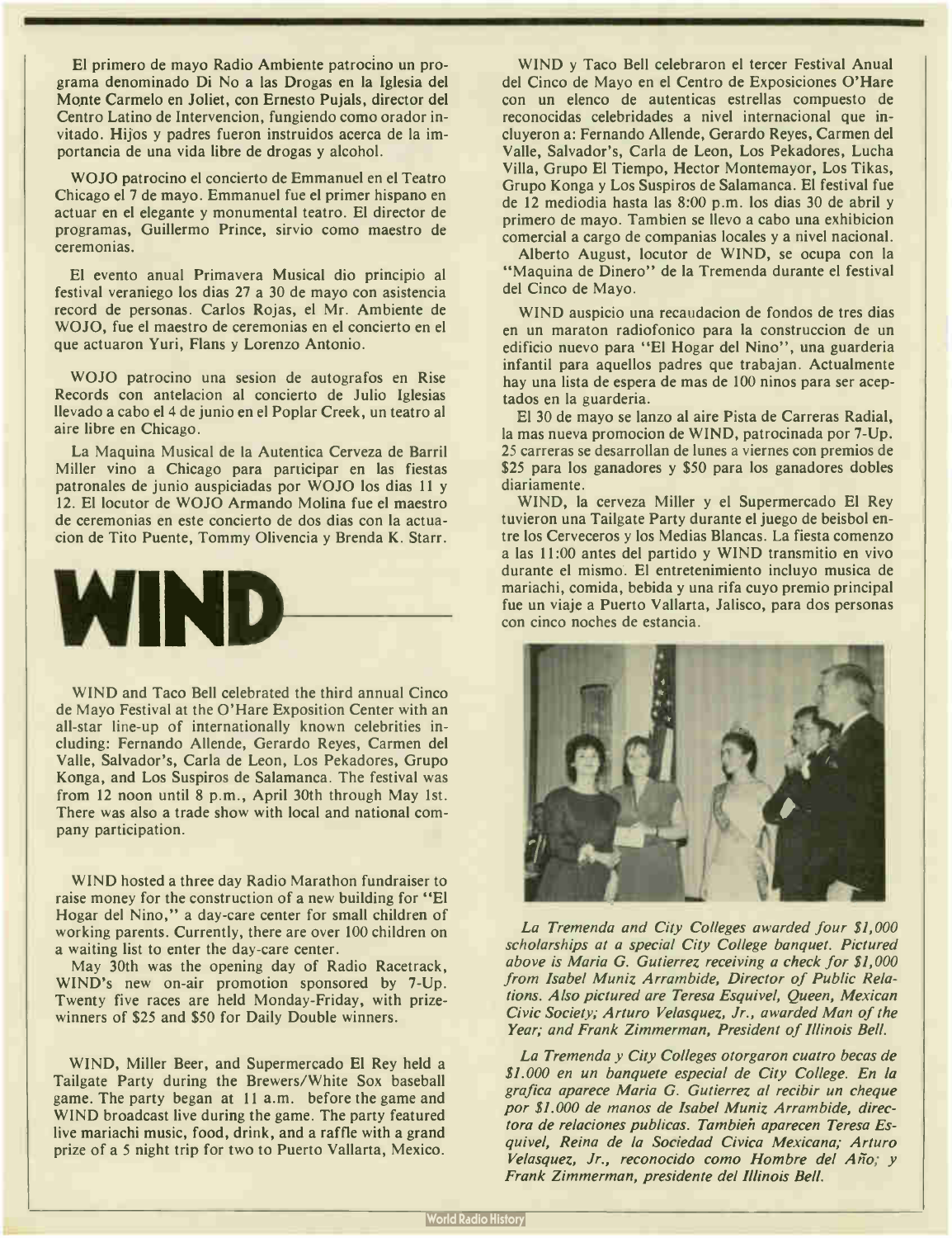El primero de mayo Radio Ambiente patrocino un programa denominado Di No a las Drogas en la Iglesia del Monte Carmelo en Joliet, con Ernesto Pujals, director del Centro Latino de Intervencion, fungiendo como orador invitado. Hijos y padres fueron instruidos acerca de la importancia de una vida libre de drogas y alcohol.

WOJO patrocino el concierto de Emmanuel en el Teatro Chicago el 7 de mayo. Emmanuel fue el primer hispano en actuar en el elegante y monumental teatro. El director de programas, Guillermo Prince, sirvio como maestro de ceremonias.

El evento anual Primavera Musical dio principio al festival veraniego los dias 27 a 30 de mayo con asistencia record de personas. Carlos Rojas, el Mr. Ambiente de WOJO, fue el maestro de ceremonias en el concierto en el que actuaron Yuri, Flans y Lorenzo Antonio.

WOJO patrocino una sesion de autografos en Rise Records con antelacion al concierto de Julio Iglesias llevado a cabo el 4 de junio en el Poplar Creek, un teatro al aire libre en Chicago.

La Maquina Musical de la Autentica Cerveza de Barril Miller vino a Chicago para participar en las fiestas patronales de junio auspiciadas por WOJO los dias 11 y 12. El locutor de WOJO Armando Molina fue el maestro de ceremonias en este concierto de dos dias con la actuacion de Tito Puente, Tommy Olivencia y Brenda K. Starr.

# WIND

WIND and Taco Bell celebrated the third annual Cinco de Mayo Festival at the O'Hare Exposition Center with an all-star line-up of internationally known celebrities including: Fernando Allende, Gerardo Reyes, Carmen del Valle, Salvador's, Carla de Leon, Los Pekadores, Grupo Konga, and Los Suspiros de Salamanca. The festival was from 12 noon until 8 p.m., April 30th through May 1st. There was also a trade show with local and national company participation.

WIND hosted a three day Radio Marathon fundraiser to raise money for the construction of a new building for "El Hogar del Nino," a day-care center for small children of working parents. Currently, there are over 100 children on a waiting list to enter the day-care center.

May 30th was the opening day of Radio Racetrack, WIND's new on-air promotion sponsored by 7-Up. Twenty five races are held Monday-Friday, with prize-winners of $25 and $50 for Daily Double winners.

WIND, Miller Beer, and Supermercado El Rey held a Tailgate Party during the Brewers/White Sox baseball game. The party began at 11 a.m. before the game and WIND broadcast live during the game. The party featured live mariachi music, food, drink, and a raffle with a grand prize of a 5 night trip for two to Puerto Vallarta, Mexico.

WIND y Taco Bell celebraron el tercer Festival Anual del Cinco de Mayo en el Centro de Exposiciones O'Hare con un elenco de autenticas estrellas compuesto de reconocidas celebridades a nivel internacional que incluyeron a: Fernando Allende, Gerardo Reyes, Carmen del Valle, Salvador's, Carla de Leon, Los Pekadores, Lucha Villa, Grupo El Tiempo, Hector Montemayor, Los Tikas, Grupo Konga y Los Suspiros de Salamanca. El festival fue de 12 mediodia hasta las 8:00 p.m. los dias 30 de abril y primero de mayo. Tambien se llevo a cabo una exhibicion comercial a cargo de companias locales y a nivel nacional.

Alberto August, locutor de WIND, se ocupa con la "Maquina de Dinero" de la Tremenda durante el festival del Cinco de Mayo.

WIND auspicio una recaudacion de fondos de tres dias en un maraton radiofonico para la construccion de un edificio nuevo para "El Hogar del Nino", una guarderia infantil para aquellos padres que trabajan. Actualmente hay una lista de espera de mas de 100 ninos para ser aceptados en la guarderia.

El 30 de mayo se lanzo al aire Pista de Carreras Radial, la mas nueva promocion de WIND, patrocinada por 7-Up. 25 carreras se desarrollan de lunes a viernes con premios de $25 para los ganadores y $50 para los ganadores dobles diariamente.

WIND, la cerveza Miller y el Supermercado El Rey tuvieron una Tailgate Party durante el juego de beisbol entre los Cerveceros y los Medias Blancas. La fiesta comenzo a las 11:00 antes del partido y WIND transmitio en vivo durante el mismo. El entretenimiento incluyo musica de mariachi, comida, bebida y una rifa cuyo premio principal fue un viaje a Puerto Vallarta, Jalisco, para dos personas con cinco noches de estancia.

*La Tremenda and City Colleges awarded four $1,000 scholarships at a special City College banquet. Pictured above is Maria G. Gutierrez receiving a check for $1,000 from Isabel Muniz Arrambide, Director of Public Relations. Also pictured are Teresa Esquivel, Queen, Mexican Civic Society; Arturo Velasquez, Jr., awarded Man of the Year; and Frank Zimmerman, President of Illinois Bell.*

*La Tremenda y City Colleges otorgaron cuatro becas de $1.000 en un banquete especial de City College. En la grafica aparece Maria G. Gutierrez al recibir un cheque por $1.000 de manos de Isabel Muniz Arrambide, directora de relaciones publicas. Tambien aparecen Teresa Esquivel, Reina de la Sociedad Civica Mexicana; Arturo Velasquez, Jr., reconocido como Hombre del Año; y Frank Zimmerman, presidente del Illinois Bell.*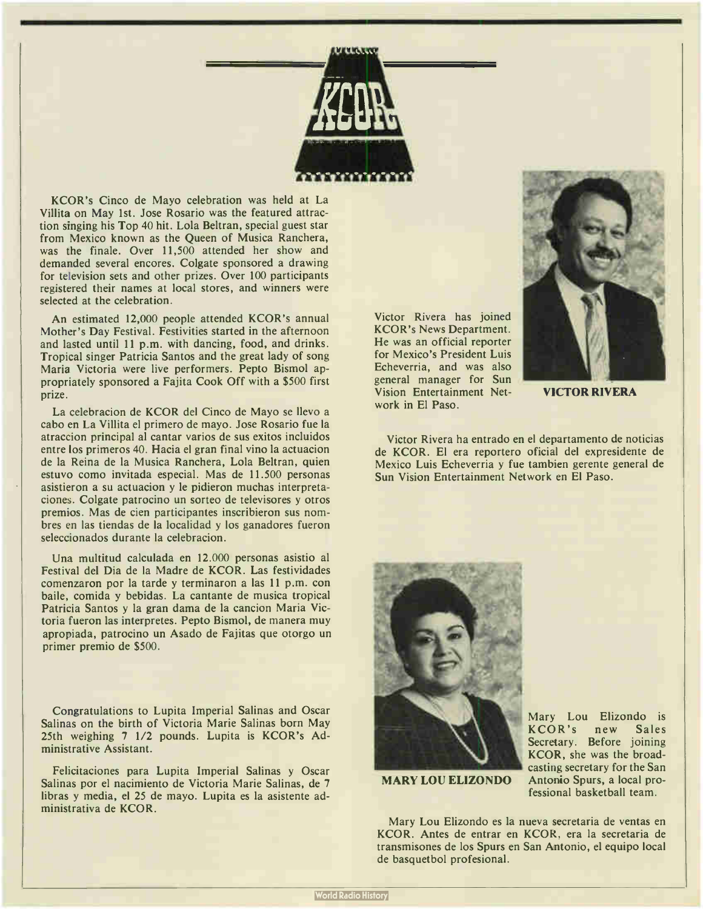# KCOR

KCOR's Cinco de Mayo celebration was held at La Villita on May 1st. Jose Rosario was the featured attraction singing his Top 40 hit. Lola Beltran, special guest star from Mexico known as the Queen of Musica Ranchera, was the finale. Over 11,500 attended her show and demanded several encores. Colgate sponsored a drawing for television sets and other prizes. Over 100 participants registered their names at local stores, and winners were selected at the celebration.

An estimated 12,000 people attended KCOR's annual Mother's Day Festival. Festivities started in the afternoon and lasted until 11 p.m. with dancing, food, and drinks. Tropical singer Patricia Santos and the great lady of song Maria Victoria were live performers. Pepto Bismol appropriately sponsored a Fajita Cook Off with a $500 first prize.

La celebracion de KCOR del Cinco de Mayo se llevo a cabo en La Villita el primero de mayo. Jose Rosario fue la atraccion principal al cantar varios de sus exitos incluidos entre los primeros 40. Hacia el gran final vino la actuacion de la Reina de la Musica Ranchera, Lola Beltran, quien estuvo como invitada especial. Mas de 11.500 personas asistieron a su actuacion y le pidieron muchas interpretaciones. Colgate patrocino un sorteo de televisores y otros premios. Mas de cien participantes inscribieron sus nombres en las tiendas de la localidad y los ganadores fueron seleccionados durante la celebracion.

Una multitud calculada en 12.000 personas asistio al Festival del Dia de la Madre de KCOR. Las festividades comenzaron por la tarde y terminaron a las 11 p.m. con baile, comida y bebidas. La cantante de musica tropical Patricia Santos y la gran dama de la cancion Maria Victoria fueron las interpretes. Pepto Bismol, de manera muy apropiada, patrocino un Asado de Fajitas que otorgo un primer premio de $500.

Congratulations to Lupita Imperial Salinas and Oscar Salinas on the birth of Victoria Marie Salinas born May 25th weighing 7 1/2 pounds. Lupita is KCOR's Administrative Assistant.

Felicitaciones para Lupita Imperial Salinas y Oscar Salinas por el nacimiento de Victoria Marie Salinas, de 7 libras y media, el 25 de mayo. Lupita es la asistente administrativa de KCOR.

**VICTOR RIVERA**

Victor Rivera has joined KCOR's News Department. He was an official reporter for Mexico's President Luis Echeverria, and was also general manager for Sun Vision Entertainment Network in El Paso.

Victor Rivera ha entrado en el departamento de noticias de KCOR. El era reportero oficial del expresidente de Mexico Luis Echeverria y fue tambien gerente general de Sun Vision Entertainment Network en El Paso.

**MARY LOU ELIZONDO**

Mary Lou Elizondo is KCOR's new Sales Secretary. Before joining KCOR, she was the broadcasting secretary for the San Antonio Spurs, a local professional basketball team.

Mary Lou Elizondo es la nueva secretaria de ventas en KCOR. Antes de entrar en KCOR, era la secretaria de transmisones de los Spurs en San Antonio, el equipo local de basquetbol profesional.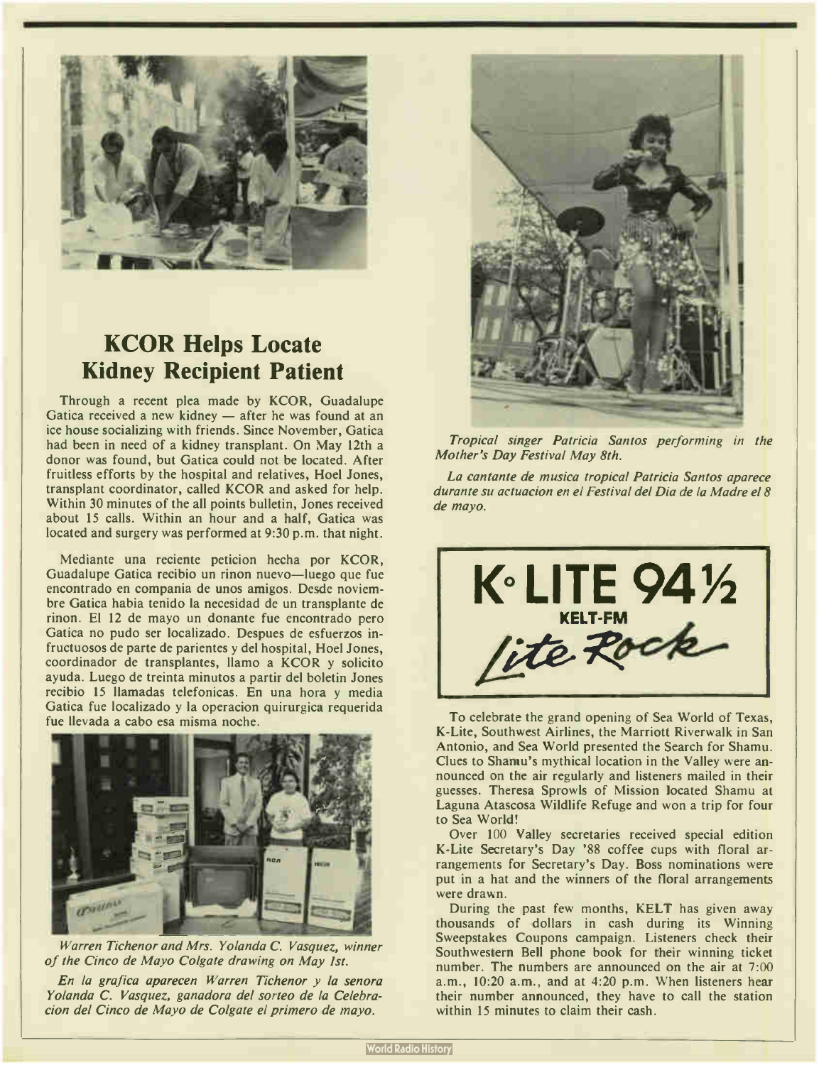## KCOR Helps Locate Kidney Recipient Patient

Through a recent plea made by KCOR, Guadalupe Gatica received a new kidney — after he was found at an ice house socializing with friends. Since November, Gatica had been in need of a kidney transplant. On May 12th a donor was found, but Gatica could not be located. After fruitless efforts by the hospital and relatives, Hoel Jones, transplant coordinator, called KCOR and asked for help. Within 30 minutes of the all points bulletin, Jones received about 15 calls. Within an hour and a half, Gatica was located and surgery was performed at 9:30 p.m. that night.

Mediante una reciente peticion hecha por KCOR, Guadalupe Gatica recibio un rinon nuevo—luego que fue encontrado en compania de unos amigos. Desde noviembre Gatica habia tenido la necesidad de un transplante de rinon. El 12 de mayo un donante fue encontrado pero Gatica no pudo ser localizado. Despues de esfuerzos infructuosos de parte de parientes y del hospital, Hoel Jones, coordinador de transplantes, llamo a KCOR y solicito ayuda. Luego de treinta minutos a partir del boletin Jones recibio 15 llamadas telefonicas. En una hora y media Gatica fue localizado y la operacion quirurgica requerida fue llevada a cabo esa misma noche.

*Warren Tichenor and Mrs. Yolanda C. Vasquez, winner of the Cinco de Mayo Colgate drawing on May 1st.*

*En la grafica aparecen Warren Tichenor y la senora Yolanda C. Vasquez, ganadora del sorteo de la Celebracion del Cinco de Mayo de Colgate el primero de mayo.*

*Tropical singer Patricia Santos performing in the Mother's Day Festival May 8th.*

*La cantante de musica tropical Patricia Santos aparece durante su actuacion en el Festival del Dia de la Madre el 8 de mayo.*

**K·LITE 94½**
**KELT-FM**
*Lite Rock*

To celebrate the grand opening of Sea World of Texas, K-Lite, Southwest Airlines, the Marriott Riverwalk in San Antonio, and Sea World presented the Search for Shamu. Clues to Shamu's mythical location in the Valley were announced on the air regularly and listeners mailed in their guesses. Theresa Sprowls of Mission located Shamu at Laguna Atascosa Wildlife Refuge and won a trip for four to Sea World!

Over 100 Valley secretaries received special edition K-Lite Secretary's Day '88 coffee cups with floral arrangements for Secretary's Day. Boss nominations were put in a hat and the winners of the floral arrangements were drawn.

During the past few months, KELT has given away thousands of dollars in cash during its Winning Sweepstakes Coupons campaign. Listeners check their Southwestern Bell phone book for their winning ticket number. The numbers are announced on the air at 7:00 a.m., 10:20 a.m., and at 4:20 p.m. When listeners hear their number announced, they have to call the station within 15 minutes to claim their cash.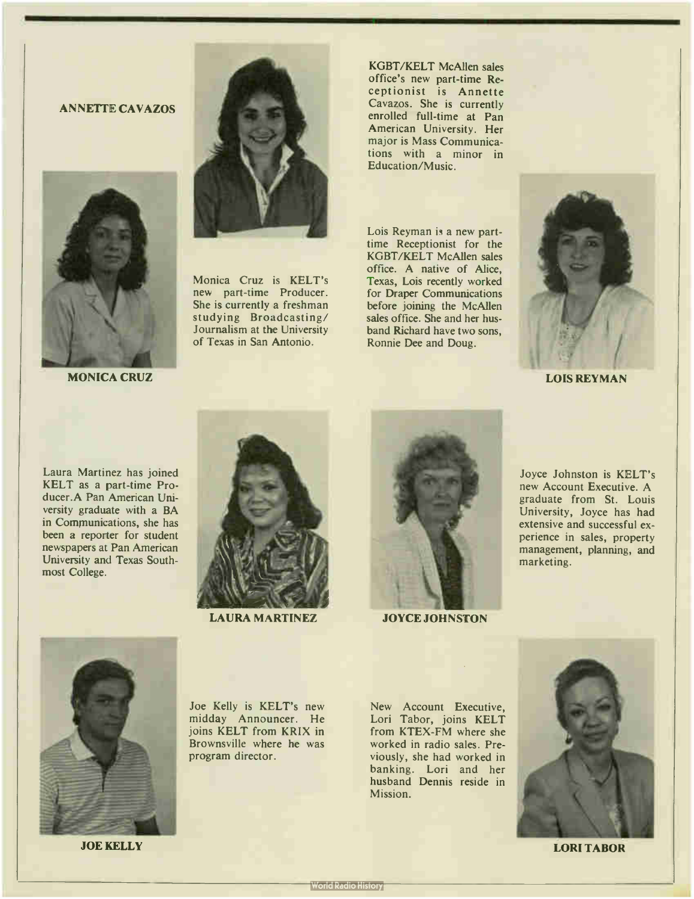**ANNETTE CAVAZOS**

KGBT/KELT McAllen sales office's new part-time Receptionist is Annette Cavazos. She is currently enrolled full-time at Pan American University. Her major is Mass Communications with a minor in Education/Music.

**MONICA CRUZ**

Monica Cruz is KELT's new part-time Producer. She is currently a freshman studying Broadcasting/Journalism at the University of Texas in San Antonio.

**LOIS REYMAN**

Lois Reyman is a new part-time Receptionist for the KGBT/KELT McAllen sales office. A native of Alice, Texas, Lois recently worked for Draper Communications before joining the McAllen sales office. She and her husband Richard have two sons, Ronnie Dee and Doug.

**LAURA MARTINEZ**

Laura Martinez has joined KELT as a part-time Producer. A Pan American University graduate with a BA in Communications, she has been a reporter for student newspapers at Pan American University and Texas Southmost College.

**JOYCE JOHNSTON**

Joyce Johnston is KELT's new Account Executive. A graduate from St. Louis University, Joyce has had extensive and successful experience in sales, property management, planning, and marketing.

**JOE KELLY**

Joe Kelly is KELT's new midday Announcer. He joins KELT from KRIX in Brownsville where he was program director.

**LORI TABOR**

New Account Executive, Lori Tabor, joins KELT from KTEX-FM where she worked in radio sales. Previously, she had worked in banking. Lori and her husband Dennis reside in Mission.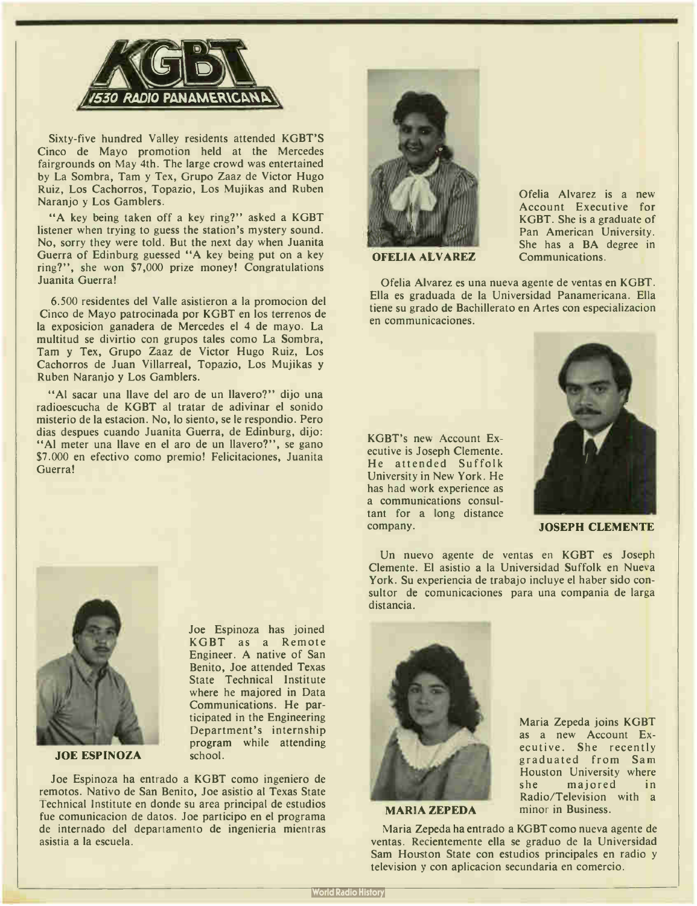# KGBT 1530 RADIO PANAMERICANA

Sixty-five hundred Valley residents attended KGBT'S Cinco de Mayo promotion held at the Mercedes fairgrounds on May 4th. The large crowd was entertained by La Sombra, Tam y Tex, Grupo Zaaz de Victor Hugo Ruiz, Los Cachorros, Topazio, Los Mujikas and Ruben Naranjo y Los Gamblers.

"A key being taken off a key ring?" asked a KGBT listener when trying to guess the station's mystery sound. No, sorry they were told. But the next day when Juanita Guerra of Edinburg guessed "A key being put on a key ring?", she won $7,000 prize money! Congratulations Juanita Guerra!

6.500 residentes del Valle asistieron a la promocion del Cinco de Mayo patrocinada por KGBT en los terrenos de la exposicion ganadera de Mercedes el 4 de mayo. La multitud se divirtio con grupos tales como La Sombra, Tam y Tex, Grupo Zaaz de Victor Hugo Ruiz, Los Cachorros de Juan Villarreal, Topazio, Los Mujikas y Ruben Naranjo y Los Gamblers.

"Al sacar una llave del aro de un llavero?" dijo una radioescucha de KGBT al tratar de adivinar el sonido misterio de la estacion. No, lo siento, se le respondio. Pero dias despues cuando Juanita Guerra, de Edinburg, dijo: "Al meter una llave en el aro de un llavero?", se gano $7.000 en efectivo como premio! Felicitaciones, Juanita Guerra!

**JOE ESPINOZA**

Joe Espinoza has joined KGBT as a Remote Engineer. A native of San Benito, Joe attended Texas State Technical Institute where he majored in Data Communications. He participated in the Engineering Department's internship program while attending school.

Joe Espinoza ha entrado a KGBT como ingeniero de remotos. Nativo de San Benito, Joe asistio al Texas State Technical Institute en donde su area principal de estudios fue comunicacion de datos. Joe participo en el programa de internado del departamento de ingenieria mientras asistia a la escuela.

**OFELIA ALVAREZ**

Ofelia Alvarez is a new Account Executive for KGBT. She is a graduate of Pan American University. She has a BA degree in Communications.

Ofelia Alvarez es una nueva agente de ventas en KGBT. Ella es graduada de la Universidad Panamericana. Ella tiene su grado de Bachillerato en Artes con especializacion en communicaciones.

**JOSEPH CLEMENTE**

KGBT's new Account Executive is Joseph Clemente. He attended Suffolk University in New York. He has had work experience as a communications consultant for a long distance company.

Un nuevo agente de ventas en KGBT es Joseph Clemente. El asistio a la Universidad Suffolk en Nueva York. Su experiencia de trabajo incluye el haber sido consultor de comunicaciones para una compania de larga distancia.

**MARIA ZEPEDA**

Maria Zepeda joins KGBT as a new Account Executive. She recently graduated from Sam Houston University where she majored in Radio/Television with a minor in Business.

Maria Zepeda ha entrado a KGBT como nueva agente de ventas. Recientemente ella se graduo de la Universidad Sam Houston State con estudios principales en radio y television y con aplicacion secundaria en comercio.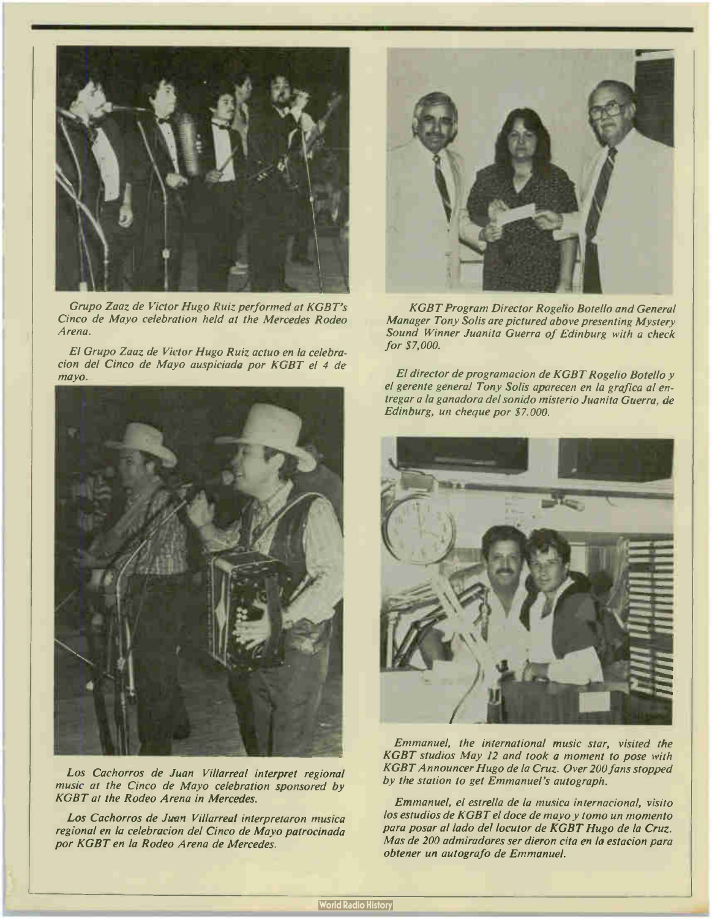*Grupo Zaaz de Victor Hugo Ruiz performed at KGBT's Cinco de Mayo celebration held at the Mercedes Rodeo Arena.*

*El Grupo Zaaz de Victor Hugo Ruiz actuo en la celebracion del Cinco de Mayo auspiciada por KGBT el 4 de mayo.*

*Los Cachorros de Juan Villarreal interpret regional music at the Cinco de Mayo celebration sponsored by KGBT at the Rodeo Arena in Mercedes.*

*Los Cachorros de Juan Villarreal interpretaron musica regional en la celebracion del Cinco de Mayo patrocinada por KGBT en la Rodeo Arena de Mercedes.*

*KGBT Program Director Rogelio Botello and General Manager Tony Solis are pictured above presenting Mystery Sound Winner Juanita Guerra of Edinburg with a check for $7,000.*

*El director de programacion de KGBT Rogelio Botello y el gerente general Tony Solis aparecen en la grafica al entregar a la ganadora del sonido misterio Juanita Guerra, de Edinburg, un cheque por $7.000.*

*Emmanuel, the international music star, visited the KGBT studios May 12 and took a moment to pose with KGBT Announcer Hugo de la Cruz. Over 200 fans stopped by the station to get Emmanuel's autograph.*

*Emmanuel, el estrella de la musica internacional, visito los estudios de KGBT el doce de mayo y tomo un momento para posar al lado del locutor de KGBT Hugo de la Cruz. Mas de 200 admiradores ser dieron cita en la estacion para obtener un autografo de Emmanuel.*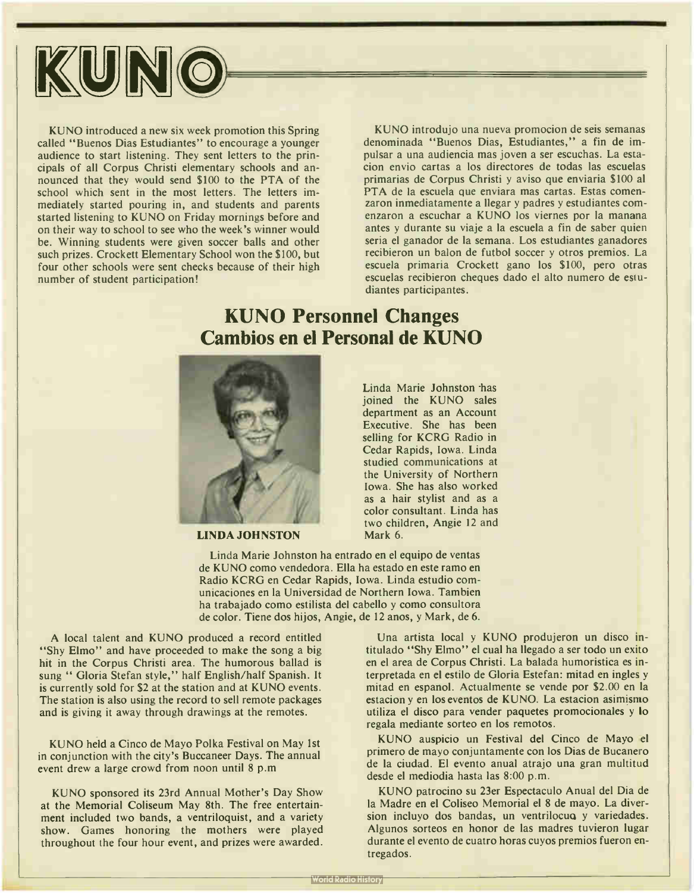# KUNO

KUNO introduced a new six week promotion this Spring called "Buenos Dias Estudiantes" to encourage a younger audience to start listening. They sent letters to the principals of all Corpus Christi elementary schools and announced that they would send $100 to the PTA of the school which sent in the most letters. The letters immediately started pouring in, and students and parents started listening to KUNO on Friday mornings before and on their way to school to see who the week's winner would be. Winning students were given soccer balls and other such prizes. Crockett Elementary School won the $100, but four other schools were sent checks because of their high number of student participation!

KUNO introdujo una nueva promocion de seis semanas denominada "Buenos Dias, Estudiantes," a fin de impulsar a una audiencia mas joven a ser escuchas. La estacion envio cartas a los directores de todas las escuelas primarias de Corpus Christi y aviso que enviaria $100 al PTA de la escuela que enviara mas cartas. Estas comenzaron inmediatamente a llegar y padres y estudiantes comenzaron a escuchar a KUNO los viernes por la manana antes y durante su viaje a la escuela a fin de saber quien seria el ganador de la semana. Los estudiantes ganadores recibieron un balon de futbol soccer y otros premios. La escuela primaria Crockett gano los $100, pero otras escuelas recibieron cheques dado el alto numero de estudiantes participantes.

## KUNO Personnel Changes
## Cambios en el Personal de KUNO

**LINDA JOHNSTON**

Linda Marie Johnston has joined the KUNO sales department as an Account Executive. She has been selling for KCRG Radio in Cedar Rapids, Iowa. Linda studied communications at the University of Northern Iowa. She has also worked as a hair stylist and as a color consultant. Linda has two children, Angie 12 and Mark 6.

Linda Marie Johnston ha entrado en el equipo de ventas de KUNO como vendedora. Ella ha estado en este ramo en Radio KCRG en Cedar Rapids, Iowa. Linda estudio comunicaciones en la Universidad de Northern Iowa. Tambien ha trabajado como estilista del cabello y como consultora de color. Tiene dos hijos, Angie, de 12 anos, y Mark, de 6.

A local talent and KUNO produced a record entitled "Shy Elmo" and have proceeded to make the song a big hit in the Corpus Christi area. The humorous ballad is sung " Gloria Stefan style," half English/half Spanish. It is currently sold for $2 at the station and at KUNO events. The station is also using the record to sell remote packages and is giving it away through drawings at the remotes.

KUNO held a Cinco de Mayo Polka Festival on May 1st in conjunction with the city's Buccaneer Days. The annual event drew a large crowd from noon until 8 p.m

KUNO sponsored its 23rd Annual Mother's Day Show at the Memorial Coliseum May 8th. The free entertainment included two bands, a ventriloquist, and a variety show. Games honoring the mothers were played throughout the four hour event, and prizes were awarded.

Una artista local y KUNO produjeron un disco intitulado "Shy Elmo" el cual ha llegado a ser todo un exito en el area de Corpus Christi. La balada humoristica es interpretada en el estilo de Gloria Estefan: mitad en ingles y mitad en espanol. Actualmente se vende por $2.00 en la estacion y en los eventos de KUNO. La estacion asimismo utiliza el disco para vender paquetes promocionales y lo regala mediante sorteo en los remotos.

KUNO auspicio un Festival del Cinco de Mayo el primero de mayo conjuntamente con los Dias de Bucanero de la ciudad. El evento anual atrajo una gran multitud desde el mediodia hasta las 8:00 p.m.

KUNO patrocino su 23er Espectaculo Anual del Dia de la Madre en el Coliseo Memorial el 8 de mayo. La diversion incluyo dos bandas, un ventrilocuo y variedades. Algunos sorteos en honor de las madres tuvieron lugar durante el evento de cuatro horas cuyos premios fueron entregados.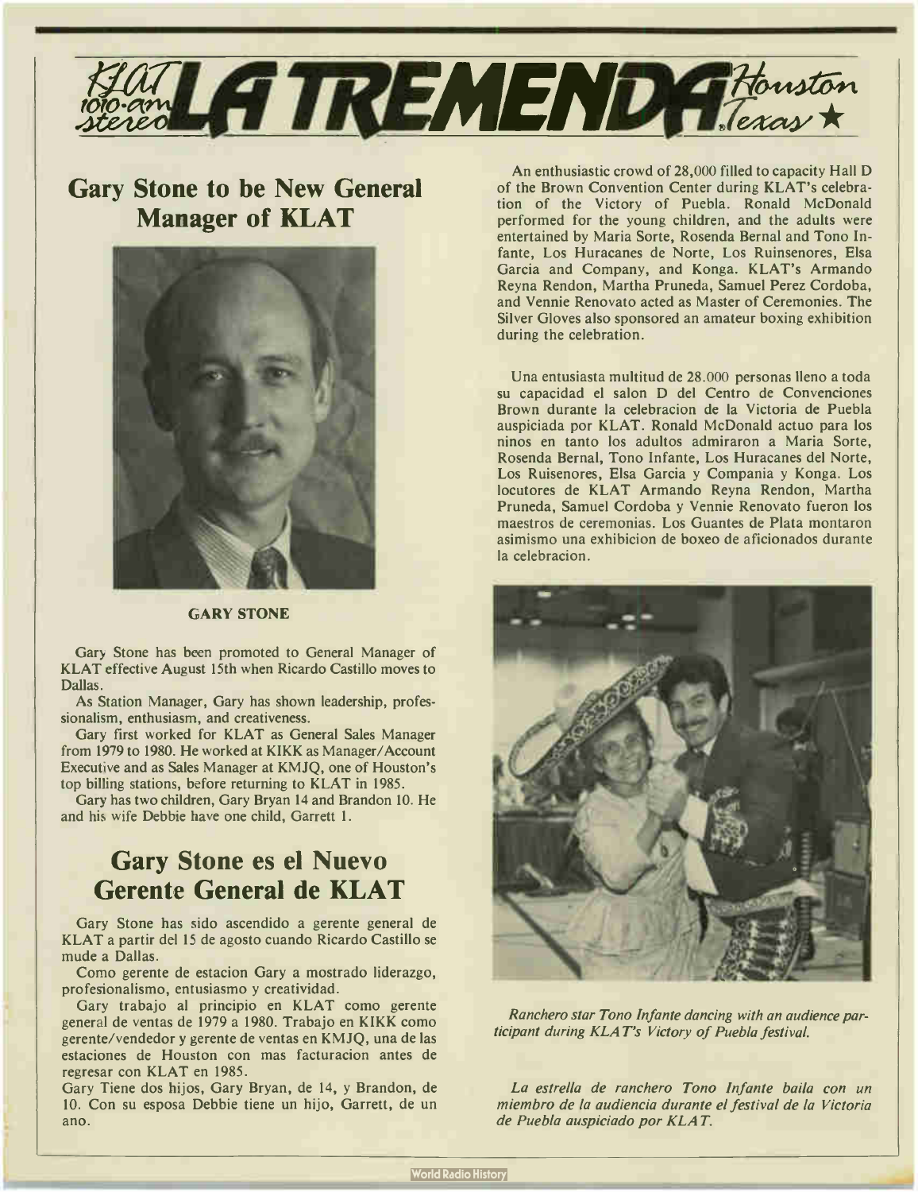# KLAT 1010-am stereo LA TREMENDA Houston Texas ★

## Gary Stone to be New General Manager of KLAT

**GARY STONE**

Gary Stone has been promoted to General Manager of KLAT effective August 15th when Ricardo Castillo moves to Dallas.

As Station Manager, Gary has shown leadership, professionalism, enthusiasm, and creativeness.

Gary first worked for KLAT as General Sales Manager from 1979 to 1980. He worked at KIKK as Manager/Account Executive and as Sales Manager at KMJQ, one of Houston's top billing stations, before returning to KLAT in 1985.

Gary has two children, Gary Bryan 14 and Brandon 10. He and his wife Debbie have one child, Garrett 1.

## Gary Stone es el Nuevo Gerente General de KLAT

Gary Stone has sido ascendido a gerente general de KLAT a partir del 15 de agosto cuando Ricardo Castillo se mude a Dallas.

Como gerente de estacion Gary a mostrado liderazgo, profesionalismo, entusiasmo y creatividad.

Gary trabajo al principio en KLAT como gerente general de ventas de 1979 a 1980. Trabajo en KIKK como gerente/vendedor y gerente de ventas en KMJQ, una de las estaciones de Houston con mas facturacion antes de regresar con KLAT en 1985.

Gary Tiene dos hijos, Gary Bryan, de 14, y Brandon, de 10. Con su esposa Debbie tiene un hijo, Garrett, de un ano.

An enthusiastic crowd of 28,000 filled to capacity Hall D of the Brown Convention Center during KLAT's celebration of the Victory of Puebla. Ronald McDonald performed for the young children, and the adults were entertained by Maria Sorte, Rosenda Bernal and Tono Infante, Los Huracanes de Norte, Los Ruinsenores, Elsa Garcia and Company, and Konga. KLAT's Armando Reyna Rendon, Martha Pruneda, Samuel Perez Cordoba, and Vennie Renovato acted as Master of Ceremonies. The Silver Gloves also sponsored an amateur boxing exhibition during the celebration.

Una entusiasta multitud de 28.000 personas lleno a toda su capacidad el salon D del Centro de Convenciones Brown durante la celebracion de la Victoria de Puebla auspiciada por KLAT. Ronald McDonald actuo para los ninos en tanto los adultos admiraron a Maria Sorte, Rosenda Bernal, Tono Infante, Los Huracanes del Norte, Los Ruisenores, Elsa Garcia y Compania y Konga. Los locutores de KLAT Armando Reyna Rendon, Martha Pruneda, Samuel Cordoba y Vennie Renovato fueron los maestros de ceremonias. Los Guantes de Plata montaron asimismo una exhibicion de boxeo de aficionados durante la celebracion.

*Ranchero star Tono Infante dancing with an audience participant during KLAT's Victory of Puebla festival.*

*La estrella de ranchero Tono Infante baila con un miembro de la audiencia durante el festival de la Victoria de Puebla auspiciado por KLAT.*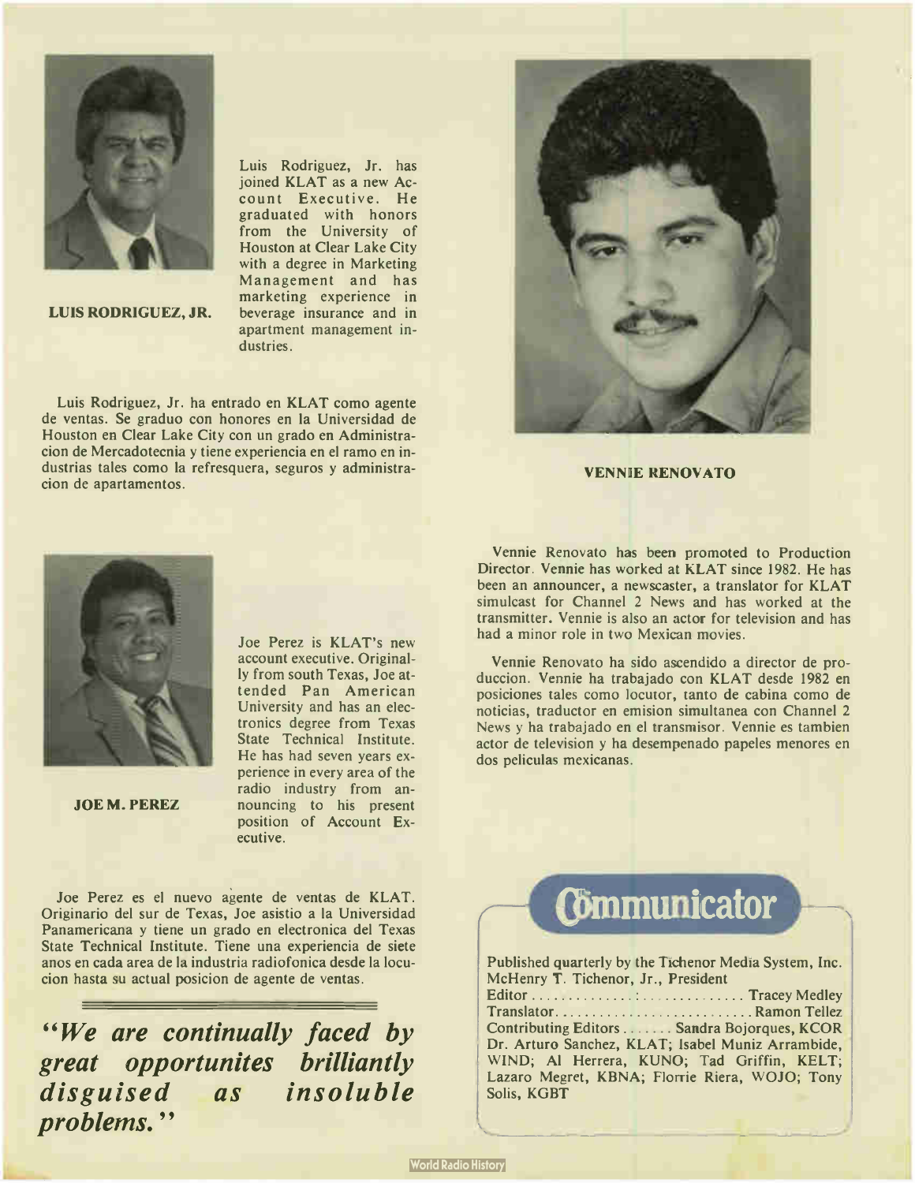**LUIS RODRIGUEZ, JR.**

Luis Rodriguez, Jr. has joined KLAT as a new Account Executive. He graduated with honors from the University of Houston at Clear Lake City with a degree in Marketing Management and has marketing experience in beverage insurance and in apartment management industries.

Luis Rodriguez, Jr. ha entrado en KLAT como agente de ventas. Se graduo con honores en la Universidad de Houston en Clear Lake City con un grado en Administracion de Mercadotecnia y tiene experiencia en el ramo en industrias tales como la refresquera, seguros y administracion de apartamentos.

**JOE M. PEREZ**

Joe Perez is KLAT's new account executive. Originally from south Texas, Joe attended Pan American University and has an electronics degree from Texas State Technical Institute. He has had seven years experience in every area of the radio industry from announcing to his present position of Account Executive.

Joe Perez es el nuevo agente de ventas de KLAT. Originario del sur de Texas, Joe asistio a la Universidad Panamericana y tiene un grado en electronica del Texas State Technical Institute. Tiene una experiencia de siete anos en cada area de la industria radiofonica desde la locucion hasta su actual posicion de agente de ventas.

***"We are continually faced by great opportunites brilliantly disguised as insoluble problems."***

**VENNIE RENOVATO**

Vennie Renovato has been promoted to Production Director. Vennie has worked at KLAT since 1982. He has been an announcer, a newscaster, a translator for KLAT simulcast for Channel 2 News and has worked at the transmitter. Vennie is also an actor for television and has had a minor role in two Mexican movies.

Vennie Renovato ha sido ascendido a director de produccion. Vennie ha trabajado con KLAT desde 1982 en posiciones tales como locutor, tanto de cabina como de noticias, traductor en emision simultanea con Channel 2 News y ha trabajado en el transmisor. Vennie es tambien actor de television y ha desempenado papeles menores en dos peliculas mexicanas.

## Communicator

Published quarterly by the Tichenor Media System, Inc.
McHenry T. Tichenor, Jr., President
Editor .............................. Tracey Medley
Translator............................ Ramon Tellez
Contributing Editors ....... Sandra Bojorques, KCOR
Dr. Arturo Sanchez, KLAT; Isabel Muniz Arrambide, WIND; Al Herrera, KUNO; Tad Griffin, KELT; Lazaro Megret, KBNA; Florrie Riera, WOJO; Tony Solis, KGBT